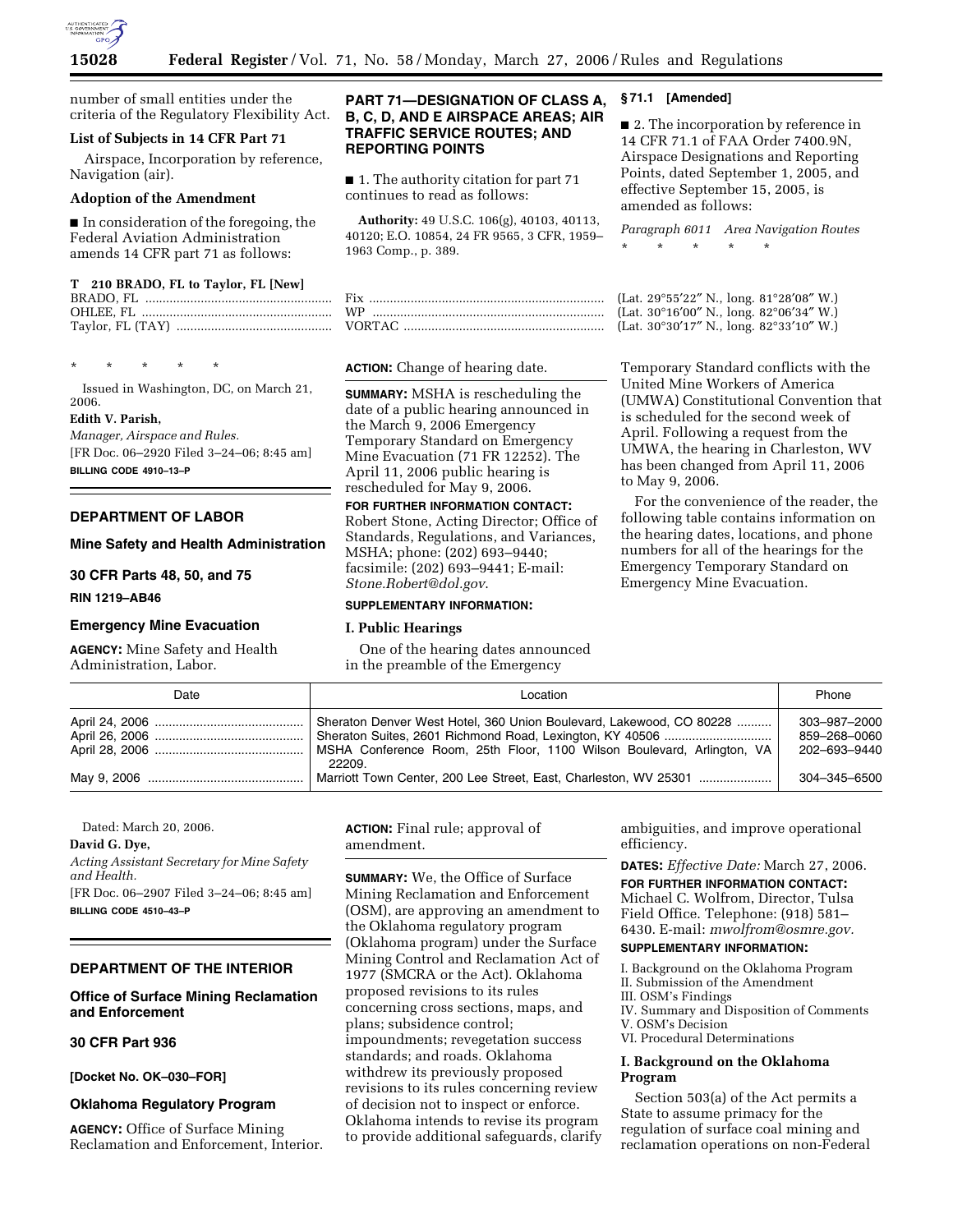number of small entities under the criteria of the Regulatory Flexibility Act.

**List of Subjects in 14 CFR Part 71**

Airspace, Incorporation by reference, Navigation (air).

**Adoption of the Amendment**

■ In consideration of the foregoing, the Federal Aviation Administration amends 14 CFR part 71 as follows:

**PART 71—DESIGNATION OF CLASS A, B, C, D, AND E AIRSPACE AREAS; AIR TRAFFIC SERVICE ROUTES; AND REPORTING POINTS**

■ 1. The authority citation for part 71 continues to read as follows:

**Authority:** 49 U.S.C. 106(g), 40103, 40113, 40120; E.O. 10854, 24 FR 9565, 3 CFR, 1959–1963 Comp., p. 389.

**§ 71.1 [Amended]**

■ 2. The incorporation by reference in 14 CFR 71.1 of FAA Order 7400.9N, Airspace Designations and Reporting Points, dated September 1, 2005, and effective September 15, 2005, is amended as follows:

*Paragraph 6011 Area Navigation Routes*

\* \* \* \* \*

**T 210 BRADO, FL to Taylor, FL [New]**

| | | |
|---|---|---|
| BRADO, FL | Fix | (Lat. 29°55′22″ N., long. 81°28′08″ W.) |
| OHLEE, FL | WP | (Lat. 30°16′00″ N., long. 82°06′34″ W.) |
| Taylor, FL (TAY) | VORTAC | (Lat. 30°30′17″ N., long. 82°33′10″ W.) |

\* \* \* \* \*

Issued in Washington, DC, on March 21, 2006.

**Edith V. Parish,**

*Manager, Airspace and Rules.*

[FR Doc. 06–2920 Filed 3–24–06; 8:45 am]

**BILLING CODE 4910–13–P**

## DEPARTMENT OF LABOR

### Mine Safety and Health Administration

### 30 CFR Parts 48, 50, and 75

**RIN 1219–AB46**

### Emergency Mine Evacuation

**AGENCY:** Mine Safety and Health Administration, Labor.

**ACTION:** Change of hearing date.

**SUMMARY:** MSHA is rescheduling the date of a public hearing announced in the March 9, 2006 Emergency Temporary Standard on Emergency Mine Evacuation (71 FR 12252). The April 11, 2006 public hearing is rescheduled for May 9, 2006.

**FOR FURTHER INFORMATION CONTACT:** Robert Stone, Acting Director; Office of Standards, Regulations, and Variances, MSHA; phone: (202) 693–9440; facsimile: (202) 693–9441; E-mail: *Stone.Robert@dol.gov*.

**SUPPLEMENTARY INFORMATION:**

**I. Public Hearings**

One of the hearing dates announced in the preamble of the Emergency Temporary Standard conflicts with the United Mine Workers of America (UMWA) Constitutional Convention that is scheduled for the second week of April. Following a request from the UMWA, the hearing in Charleston, WV has been changed from April 11, 2006 to May 9, 2006.

For the convenience of the reader, the following table contains information on the hearing dates, locations, and phone numbers for all of the hearings for the Emergency Temporary Standard on Emergency Mine Evacuation.

| Date | Location | Phone |
|---|---|---|
| April 24, 2006 | Sheraton Denver West Hotel, 360 Union Boulevard, Lakewood, CO 80228 | 303–987–2000 |
| April 26, 2006 | Sheraton Suites, 2601 Richmond Road, Lexington, KY 40506 | 859–268–0060 |
| April 28, 2006 | MSHA Conference Room, 25th Floor, 1100 Wilson Boulevard, Arlington, VA 22209. | 202–693–9440 |
| May 9, 2006 | Marriott Town Center, 200 Lee Street, East, Charleston, WV 25301 | 304–345–6500 |

Dated: March 20, 2006.

**David G. Dye,**

*Acting Assistant Secretary for Mine Safety and Health.*

[FR Doc. 06–2907 Filed 3–24–06; 8:45 am]

**BILLING CODE 4510–43–P**

## DEPARTMENT OF THE INTERIOR

### Office of Surface Mining Reclamation and Enforcement

### 30 CFR Part 936

**[Docket No. OK–030–FOR]**

### Oklahoma Regulatory Program

**AGENCY:** Office of Surface Mining Reclamation and Enforcement, Interior.

**ACTION:** Final rule; approval of amendment.

**SUMMARY:** We, the Office of Surface Mining Reclamation and Enforcement (OSM), are approving an amendment to the Oklahoma regulatory program (Oklahoma program) under the Surface Mining Control and Reclamation Act of 1977 (SMCRA or the Act). Oklahoma proposed revisions to its rules concerning cross sections, maps, and plans; subsidence control; impoundments; revegetation success standards; and roads. Oklahoma withdrew its previously proposed revisions to its rules concerning review of decision not to inspect or enforce. Oklahoma intends to revise its program to provide additional safeguards, clarify ambiguities, and improve operational efficiency.

**DATES:** *Effective Date:* March 27, 2006.

**FOR FURTHER INFORMATION CONTACT:** Michael C. Wolfrom, Director, Tulsa Field Office. Telephone: (918) 581–6430. E-mail: *mwolfrom@osmre.gov.*

**SUPPLEMENTARY INFORMATION:**

I. Background on the Oklahoma Program
II. Submission of the Amendment
III. OSM's Findings
IV. Summary and Disposition of Comments
V. OSM's Decision
VI. Procedural Determinations

**I. Background on the Oklahoma Program**

Section 503(a) of the Act permits a State to assume primacy for the regulation of surface coal mining and reclamation operations on non-Federal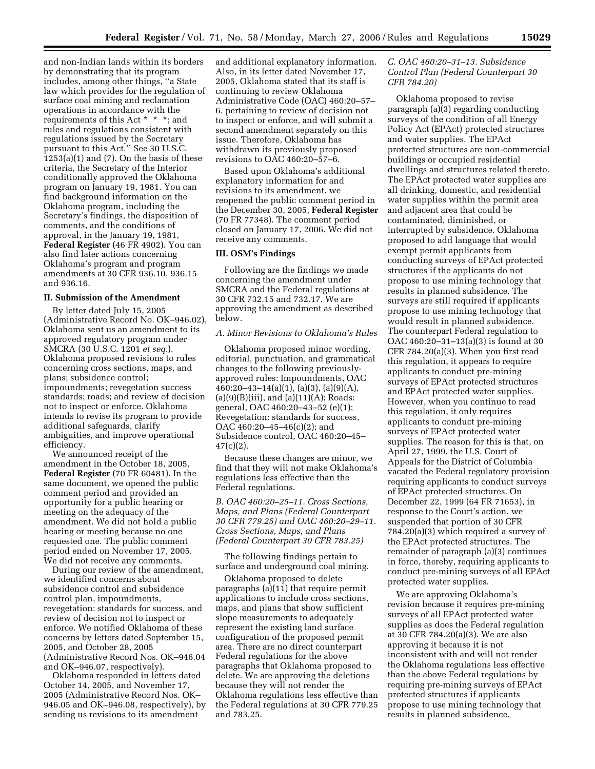and non-Indian lands within its borders by demonstrating that its program includes, among other things, "a State law which provides for the regulation of surface coal mining and reclamation operations in accordance with the requirements of this Act * * *; and rules and regulations consistent with regulations issued by the Secretary pursuant to this Act." See 30 U.S.C. 1253(a)(1) and (7). On the basis of these criteria, the Secretary of the Interior conditionally approved the Oklahoma program on January 19, 1981. You can find background information on the Oklahoma program, including the Secretary's findings, the disposition of comments, and the conditions of approval, in the January 19, 1981, **Federal Register** (46 FR 4902). You can also find later actions concerning Oklahoma's program and program amendments at 30 CFR 936.10, 936.15 and 936.16.

### II. Submission of the Amendment

By letter dated July 15, 2005 (Administrative Record No. OK–946.02), Oklahoma sent us an amendment to its approved regulatory program under SMCRA (30 U.S.C. 1201 *et seq.*). Oklahoma proposed revisions to rules concerning cross sections, maps, and plans; subsidence control; impoundments; revegetation success standards; roads; and review of decision not to inspect or enforce. Oklahoma intends to revise its program to provide additional safeguards, clarify ambiguities, and improve operational efficiency.

We announced receipt of the amendment in the October 18, 2005, **Federal Register** (70 FR 60481). In the same document, we opened the public comment period and provided an opportunity for a public hearing or meeting on the adequacy of the amendment. We did not hold a public hearing or meeting because no one requested one. The public comment period ended on November 17, 2005. We did not receive any comments.

During our review of the amendment, we identified concerns about subsidence control and subsidence control plan, impoundments, revegetation: standards for success, and review of decision not to inspect or enforce. We notified Oklahoma of these concerns by letters dated September 15, 2005, and October 28, 2005 (Administrative Record Nos. OK–946.04 and OK–946.07, respectively).

Oklahoma responded in letters dated October 14, 2005, and November 17, 2005 (Administrative Record Nos. OK–946.05 and OK–946.08, respectively), by sending us revisions to its amendment and additional explanatory information. Also, in its letter dated November 17, 2005, Oklahoma stated that its staff is continuing to review Oklahoma Administrative Code (OAC) 460:20–57–6, pertaining to review of decision not to inspect or enforce, and will submit a second amendment separately on this issue. Therefore, Oklahoma has withdrawn its previously proposed revisions to OAC 460:20–57–6.

Based upon Oklahoma's additional explanatory information for and revisions to its amendment, we reopened the public comment period in the December 30, 2005, **Federal Register** (70 FR 77348). The comment period closed on January 17, 2006. We did not receive any comments.

### III. OSM's Findings

Following are the findings we made concerning the amendment under SMCRA and the Federal regulations at 30 CFR 732.15 and 732.17. We are approving the amendment as described below.

*A. Minor Revisions to Oklahoma's Rules*

Oklahoma proposed minor wording, editorial, punctuation, and grammatical changes to the following previously-approved rules: Impoundments, OAC 460:20–43–14(a)(1), (a)(3), (a)(9)(A), (a)(9)(B)(iii), and (a)(11)(A); Roads: general, OAC 460:20–43–52 (e)(1); Revegetation: standards for success, OAC 460:20–45–46(c)(2); and Subsidence control, OAC 460:20–45–47(c)(2).

Because these changes are minor, we find that they will not make Oklahoma's regulations less effective than the Federal regulations.

*B. OAC 460:20–25–11. Cross Sections, Maps, and Plans (Federal Counterpart 30 CFR 779.25) and OAC 460:20–29–11. Cross Sections, Maps, and Plans (Federal Counterpart 30 CFR 783.25)*

The following findings pertain to surface and underground coal mining.

Oklahoma proposed to delete paragraphs (a)(11) that require permit applications to include cross sections, maps, and plans that show sufficient slope measurements to adequately represent the existing land surface configuration of the proposed permit area. There are no direct counterpart Federal regulations for the above paragraphs that Oklahoma proposed to delete. We are approving the deletions because they will not render the Oklahoma regulations less effective than the Federal regulations at 30 CFR 779.25 and 783.25.

*C. OAC 460:20–31–13. Subsidence Control Plan (Federal Counterpart 30 CFR 784.20)*

Oklahoma proposed to revise paragraph (a)(3) regarding conducting surveys of the condition of all Energy Policy Act (EPAct) protected structures and water supplies. The EPAct protected structures are non-commercial buildings or occupied residential dwellings and structures related thereto. The EPAct protected water supplies are all drinking, domestic, and residential water supplies within the permit area and adjacent area that could be contaminated, diminished, or interrupted by subsidence. Oklahoma proposed to add language that would exempt permit applicants from conducting surveys of EPAct protected structures if the applicants do not propose to use mining technology that results in planned subsidence. The surveys are still required if applicants propose to use mining technology that would result in planned subsidence. The counterpart Federal regulation to OAC 460:20–31–13(a)(3) is found at 30 CFR 784.20(a)(3). When you first read this regulation, it appears to require applicants to conduct pre-mining surveys of EPAct protected structures and EPAct protected water supplies. However, when you continue to read this regulation, it only requires applicants to conduct pre-mining surveys of EPAct protected water supplies. The reason for this is that, on April 27, 1999, the U.S. Court of Appeals for the District of Columbia vacated the Federal regulatory provision requiring applicants to conduct surveys of EPAct protected structures. On December 22, 1999 (64 FR 71653), in response to the Court's action, we suspended that portion of 30 CFR 784.20(a)(3) which required a survey of the EPAct protected structures. The remainder of paragraph (a)(3) continues in force, thereby, requiring applicants to conduct pre-mining surveys of all EPAct protected water supplies.

We are approving Oklahoma's revision because it requires pre-mining surveys of all EPAct protected water supplies as does the Federal regulation at 30 CFR 784.20(a)(3). We are also approving it because it is not inconsistent with and will not render the Oklahoma regulations less effective than the above Federal regulations by requiring pre-mining surveys of EPAct protected structures if applicants propose to use mining technology that results in planned subsidence.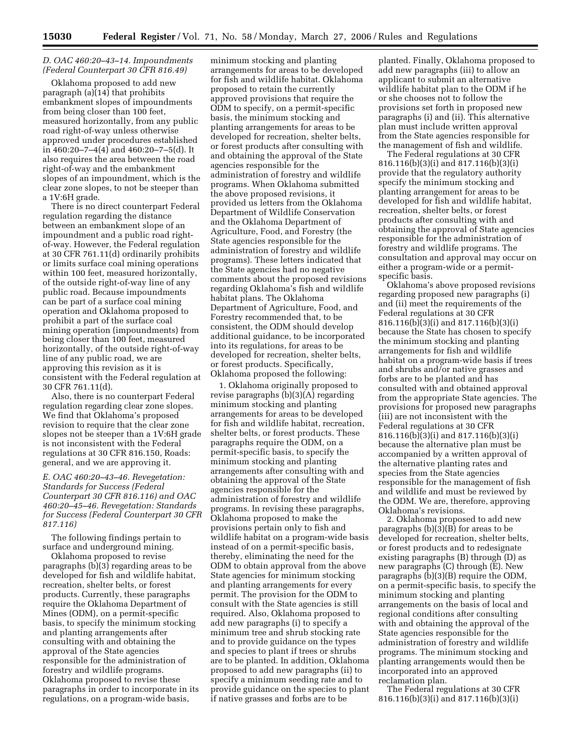### *D. OAC 460:20–43–14. Impoundments (Federal Counterpart 30 CFR 816.49)*

Oklahoma proposed to add new paragraph (a)(14) that prohibits embankment slopes of impoundments from being closer than 100 feet, measured horizontally, from any public road right-of-way unless otherwise approved under procedures established in 460:20–7–4(4) and 460:20–7–5(d). It also requires the area between the road right-of-way and the embankment slopes of an impoundment, which is the clear zone slopes, to not be steeper than a 1V:6H grade.

There is no direct counterpart Federal regulation regarding the distance between an embankment slope of an impoundment and a public road right-of-way. However, the Federal regulation at 30 CFR 761.11(d) ordinarily prohibits or limits surface coal mining operations within 100 feet, measured horizontally, of the outside right-of-way line of any public road. Because impoundments can be part of a surface coal mining operation and Oklahoma proposed to prohibit a part of the surface coal mining operation (impoundments) from being closer than 100 feet, measured horizontally, of the outside right-of-way line of any public road, we are approving this revision as it is consistent with the Federal regulation at 30 CFR 761.11(d).

Also, there is no counterpart Federal regulation regarding clear zone slopes. We find that Oklahoma's proposed revision to require that the clear zone slopes not be steeper than a 1V:6H grade is not inconsistent with the Federal regulations at 30 CFR 816.150, Roads: general, and we are approving it.

### *E. OAC 460:20–43–46. Revegetation: Standards for Success (Federal Counterpart 30 CFR 816.116) and OAC 460:20–45–46. Revegetation: Standards for Success (Federal Counterpart 30 CFR 817.116)*

The following findings pertain to surface and underground mining.

Oklahoma proposed to revise paragraphs (b)(3) regarding areas to be developed for fish and wildlife habitat, recreation, shelter belts, or forest products. Currently, these paragraphs require the Oklahoma Department of Mines (ODM), on a permit-specific basis, to specify the minimum stocking and planting arrangements after consulting with and obtaining the approval of the State agencies responsible for the administration of forestry and wildlife programs. Oklahoma proposed to revise these paragraphs in order to incorporate in its regulations, on a program-wide basis, minimum stocking and planting arrangements for areas to be developed for fish and wildlife habitat. Oklahoma proposed to retain the currently approved provisions that require the ODM to specify, on a permit-specific basis, the minimum stocking and planting arrangements for areas to be developed for recreation, shelter belts, or forest products after consulting with and obtaining the approval of the State agencies responsible for the administration of forestry and wildlife programs. When Oklahoma submitted the above proposed revisions, it provided us letters from the Oklahoma Department of Wildlife Conservation and the Oklahoma Department of Agriculture, Food, and Forestry (the State agencies responsible for the administration of forestry and wildlife programs). These letters indicated that the State agencies had no negative comments about the proposed revisions regarding Oklahoma's fish and wildlife habitat plans. The Oklahoma Department of Agriculture, Food, and Forestry recommended that, to be consistent, the ODM should develop additional guidance, to be incorporated into its regulations, for areas to be developed for recreation, shelter belts, or forest products. Specifically, Oklahoma proposed the following:

1. Oklahoma originally proposed to revise paragraphs (b)(3)(A) regarding minimum stocking and planting arrangements for areas to be developed for fish and wildlife habitat, recreation, shelter belts, or forest products. These paragraphs require the ODM, on a permit-specific basis, to specify the minimum stocking and planting arrangements after consulting with and obtaining the approval of the State agencies responsible for the administration of forestry and wildlife programs. In revising these paragraphs, Oklahoma proposed to make the provisions pertain only to fish and wildlife habitat on a program-wide basis instead of on a permit-specific basis, thereby, eliminating the need for the ODM to obtain approval from the above State agencies for minimum stocking and planting arrangements for every permit. The provision for the ODM to consult with the State agencies is still required. Also, Oklahoma proposed to add new paragraphs (i) to specify a minimum tree and shrub stocking rate and to provide guidance on the types and species to plant if trees or shrubs are to be planted. In addition, Oklahoma proposed to add new paragraphs (ii) to specify a minimum seeding rate and to provide guidance on the species to plant if native grasses and forbs are to be planted. Finally, Oklahoma proposed to add new paragraphs (iii) to allow an applicant to submit an alternative wildlife habitat plan to the ODM if he or she chooses not to follow the provisions set forth in proposed new paragraphs (i) and (ii). This alternative plan must include written approval from the State agencies responsible for the management of fish and wildlife.

The Federal regulations at 30 CFR 816.116(b)(3)(i) and 817.116(b)(3)(i) provide that the regulatory authority specify the minimum stocking and planting arrangement for areas to be developed for fish and wildlife habitat, recreation, shelter belts, or forest products after consulting with and obtaining the approval of State agencies responsible for the administration of forestry and wildlife programs. The consultation and approval may occur on either a program-wide or a permit-specific basis.

Oklahoma's above proposed revisions regarding proposed new paragraphs (i) and (ii) meet the requirements of the Federal regulations at 30 CFR 816.116(b)(3)(i) and 817.116(b)(3)(i) because the State has chosen to specify the minimum stocking and planting arrangements for fish and wildlife habitat on a program-wide basis if trees and shrubs and/or native grasses and forbs are to be planted and has consulted with and obtained approval from the appropriate State agencies. The provisions for proposed new paragraphs (iii) are not inconsistent with the Federal regulations at 30 CFR 816.116(b)(3)(i) and 817.116(b)(3)(i) because the alternative plan must be accompanied by a written approval of the alternative planting rates and species from the State agencies responsible for the management of fish and wildlife and must be reviewed by the ODM. We are, therefore, approving Oklahoma's revisions.

2. Oklahoma proposed to add new paragraphs (b)(3)(B) for areas to be developed for recreation, shelter belts, or forest products and to redesignate existing paragraphs (B) through (D) as new paragraphs (C) through (E). New paragraphs (b)(3)(B) require the ODM, on a permit-specific basis, to specify the minimum stocking and planting arrangements on the basis of local and regional conditions after consulting with and obtaining the approval of the State agencies responsible for the administration of forestry and wildlife programs. The minimum stocking and planting arrangements would then be incorporated into an approved reclamation plan.

The Federal regulations at 30 CFR 816.116(b)(3)(i) and 817.116(b)(3)(i)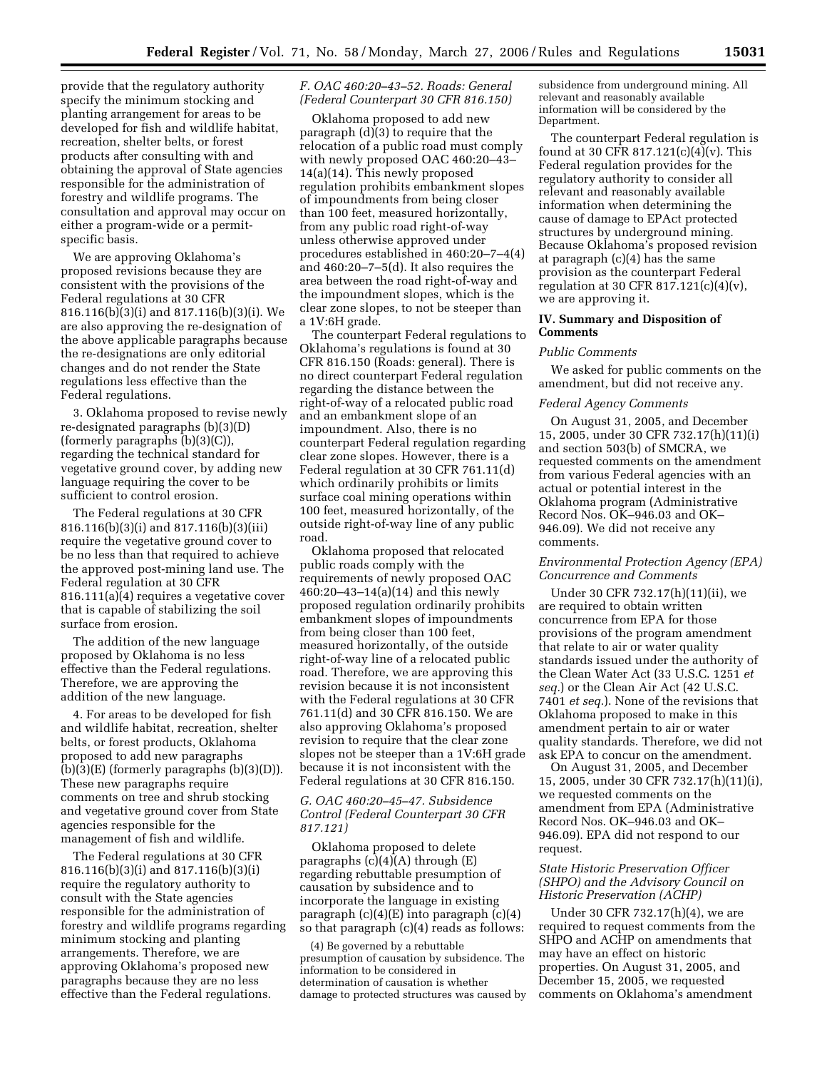provide that the regulatory authority specify the minimum stocking and planting arrangement for areas to be developed for fish and wildlife habitat, recreation, shelter belts, or forest products after consulting with and obtaining the approval of State agencies responsible for the administration of forestry and wildlife programs. The consultation and approval may occur on either a program-wide or a permit-specific basis.

We are approving Oklahoma's proposed revisions because they are consistent with the provisions of the Federal regulations at 30 CFR 816.116(b)(3)(i) and 817.116(b)(3)(i). We are also approving the re-designation of the above applicable paragraphs because the re-designations are only editorial changes and do not render the State regulations less effective than the Federal regulations.

3. Oklahoma proposed to revise newly re-designated paragraphs (b)(3)(D) (formerly paragraphs (b)(3)(C)), regarding the technical standard for vegetative ground cover, by adding new language requiring the cover to be sufficient to control erosion.

The Federal regulations at 30 CFR 816.116(b)(3)(i) and 817.116(b)(3)(iii) require the vegetative ground cover to be no less than that required to achieve the approved post-mining land use. The Federal regulation at 30 CFR 816.111(a)(4) requires a vegetative cover that is capable of stabilizing the soil surface from erosion.

The addition of the new language proposed by Oklahoma is no less effective than the Federal regulations. Therefore, we are approving the addition of the new language.

4. For areas to be developed for fish and wildlife habitat, recreation, shelter belts, or forest products, Oklahoma proposed to add new paragraphs (b)(3)(E) (formerly paragraphs (b)(3)(D)). These new paragraphs require comments on tree and shrub stocking and vegetative ground cover from State agencies responsible for the management of fish and wildlife.

The Federal regulations at 30 CFR 816.116(b)(3)(i) and 817.116(b)(3)(i) require the regulatory authority to consult with the State agencies responsible for the administration of forestry and wildlife programs regarding minimum stocking and planting arrangements. Therefore, we are approving Oklahoma's proposed new paragraphs because they are no less effective than the Federal regulations.

### *F. OAC 460:20–43–52. Roads: General (Federal Counterpart 30 CFR 816.150)*

Oklahoma proposed to add new paragraph (d)(3) to require that the relocation of a public road must comply with newly proposed OAC 460:20–43–14(a)(14). This newly proposed regulation prohibits embankment slopes of impoundments from being closer than 100 feet, measured horizontally, from any public road right-of-way unless otherwise approved under procedures established in 460:20–7–4(4) and 460:20–7–5(d). It also requires the area between the road right-of-way and the impoundment slopes, which is the clear zone slopes, to not be steeper than a 1V:6H grade.

The counterpart Federal regulations to Oklahoma's regulations is found at 30 CFR 816.150 (Roads: general). There is no direct counterpart Federal regulation regarding the distance between the right-of-way of a relocated public road and an embankment slope of an impoundment. Also, there is no counterpart Federal regulation regarding clear zone slopes. However, there is a Federal regulation at 30 CFR 761.11(d) which ordinarily prohibits or limits surface coal mining operations within 100 feet, measured horizontally, of the outside right-of-way line of any public road.

Oklahoma proposed that relocated public roads comply with the requirements of newly proposed OAC 460:20–43–14(a)(14) and this newly proposed regulation ordinarily prohibits embankment slopes of impoundments from being closer than 100 feet, measured horizontally, of the outside right-of-way line of a relocated public road. Therefore, we are approving this revision because it is not inconsistent with the Federal regulations at 30 CFR 761.11(d) and 30 CFR 816.150. We are also approving Oklahoma's proposed revision to require that the clear zone slopes not be steeper than a 1V:6H grade because it is not inconsistent with the Federal regulations at 30 CFR 816.150.

### *G. OAC 460:20–45–47. Subsidence Control (Federal Counterpart 30 CFR 817.121)*

Oklahoma proposed to delete paragraphs (c)(4)(A) through (E) regarding rebuttable presumption of causation by subsidence and to incorporate the language in existing paragraph (c)(4)(E) into paragraph (c)(4) so that paragraph (c)(4) reads as follows:

> (4) Be governed by a rebuttable presumption of causation by subsidence. The information to be considered in determination of causation is whether damage to protected structures was caused by subsidence from underground mining. All relevant and reasonably available information will be considered by the Department.

The counterpart Federal regulation is found at 30 CFR 817.121(c)(4)(v). This Federal regulation provides for the regulatory authority to consider all relevant and reasonably available information when determining the cause of damage to EPAct protected structures by underground mining. Because Oklahoma's proposed revision at paragraph (c)(4) has the same provision as the counterpart Federal regulation at 30 CFR 817.121(c)(4)(v), we are approving it.

## IV. Summary and Disposition of Comments

*Public Comments*

We asked for public comments on the amendment, but did not receive any.

*Federal Agency Comments*

On August 31, 2005, and December 15, 2005, under 30 CFR 732.17(h)(11)(i) and section 503(b) of SMCRA, we requested comments on the amendment from various Federal agencies with an actual or potential interest in the Oklahoma program (Administrative Record Nos. OK–946.03 and OK–946.09). We did not receive any comments.

*Environmental Protection Agency (EPA) Concurrence and Comments*

Under 30 CFR 732.17(h)(11)(ii), we are required to obtain written concurrence from EPA for those provisions of the program amendment that relate to air or water quality standards issued under the authority of the Clean Water Act (33 U.S.C. 1251 *et seq.*) or the Clean Air Act (42 U.S.C. 7401 *et seq.*). None of the revisions that Oklahoma proposed to make in this amendment pertain to air or water quality standards. Therefore, we did not ask EPA to concur on the amendment.

On August 31, 2005, and December 15, 2005, under 30 CFR 732.17(h)(11)(i), we requested comments on the amendment from EPA (Administrative Record Nos. OK–946.03 and OK–946.09). EPA did not respond to our request.

*State Historic Preservation Officer (SHPO) and the Advisory Council on Historic Preservation (ACHP)*

Under 30 CFR 732.17(h)(4), we are required to request comments from the SHPO and ACHP on amendments that may have an effect on historic properties. On August 31, 2005, and December 15, 2005, we requested comments on Oklahoma's amendment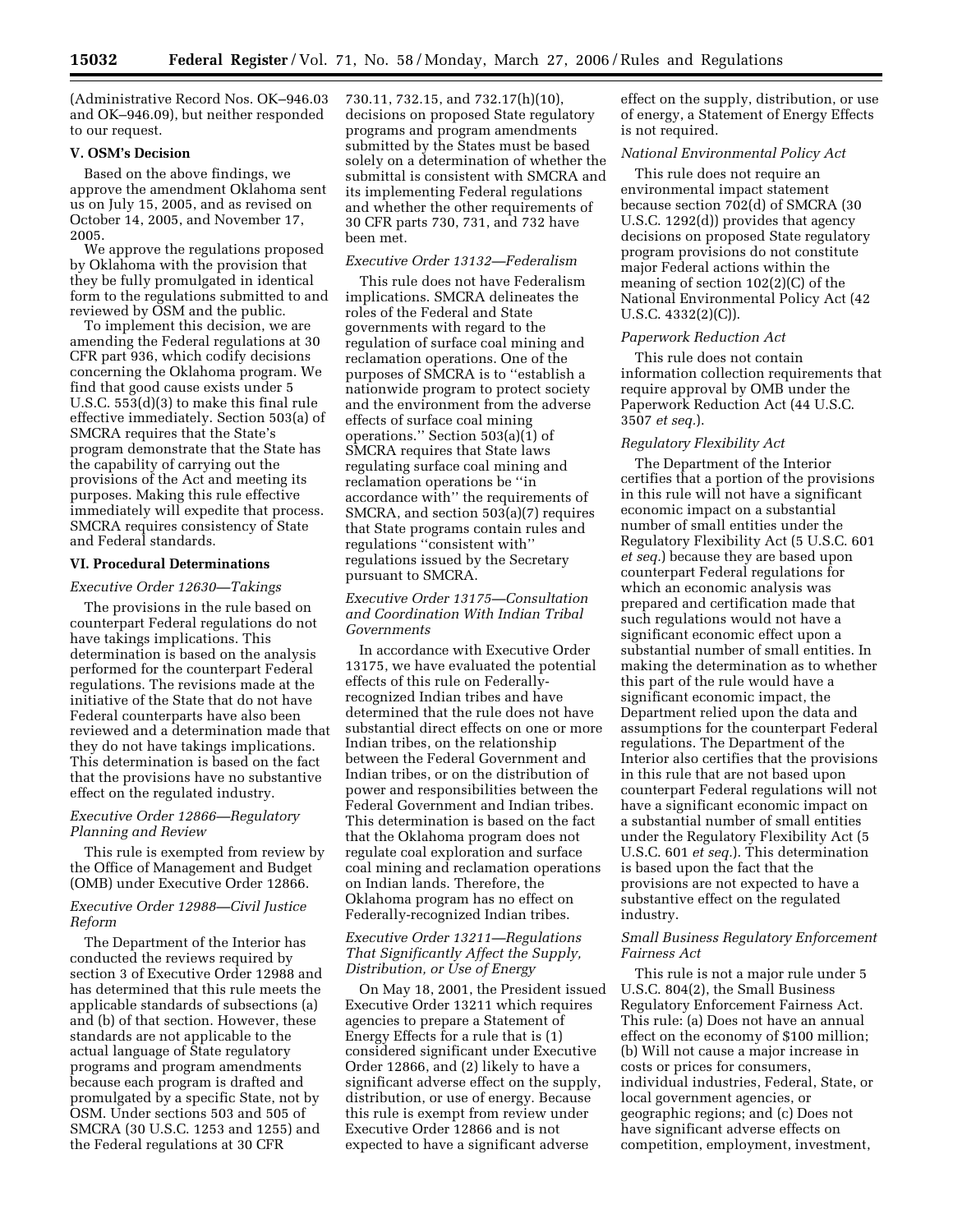(Administrative Record Nos. OK–946.03 and OK–946.09), but neither responded to our request.

### V. OSM's Decision

Based on the above findings, we approve the amendment Oklahoma sent us on July 15, 2005, and as revised on October 14, 2005, and November 17, 2005.

We approve the regulations proposed by Oklahoma with the provision that they be fully promulgated in identical form to the regulations submitted to and reviewed by OSM and the public.

To implement this decision, we are amending the Federal regulations at 30 CFR part 936, which codify decisions concerning the Oklahoma program. We find that good cause exists under 5 U.S.C. 553(d)(3) to make this final rule effective immediately. Section 503(a) of SMCRA requires that the State's program demonstrate that the State has the capability of carrying out the provisions of the Act and meeting its purposes. Making this rule effective immediately will expedite that process. SMCRA requires consistency of State and Federal standards.

### VI. Procedural Determinations

*Executive Order 12630—Takings*

The provisions in the rule based on counterpart Federal regulations do not have takings implications. This determination is based on the analysis performed for the counterpart Federal regulations. The revisions made at the initiative of the State that do not have Federal counterparts have also been reviewed and a determination made that they do not have takings implications. This determination is based on the fact that the provisions have no substantive effect on the regulated industry.

*Executive Order 12866—Regulatory Planning and Review*

This rule is exempted from review by the Office of Management and Budget (OMB) under Executive Order 12866.

*Executive Order 12988—Civil Justice Reform*

The Department of the Interior has conducted the reviews required by section 3 of Executive Order 12988 and has determined that this rule meets the applicable standards of subsections (a) and (b) of that section. However, these standards are not applicable to the actual language of State regulatory programs and program amendments because each program is drafted and promulgated by a specific State, not by OSM. Under sections 503 and 505 of SMCRA (30 U.S.C. 1253 and 1255) and the Federal regulations at 30 CFR 730.11, 732.15, and 732.17(h)(10), decisions on proposed State regulatory programs and program amendments submitted by the States must be based solely on a determination of whether the submittal is consistent with SMCRA and its implementing Federal regulations and whether the other requirements of 30 CFR parts 730, 731, and 732 have been met.

*Executive Order 13132—Federalism*

This rule does not have Federalism implications. SMCRA delineates the roles of the Federal and State governments with regard to the regulation of surface coal mining and reclamation operations. One of the purposes of SMCRA is to "establish a nationwide program to protect society and the environment from the adverse effects of surface coal mining operations." Section 503(a)(1) of SMCRA requires that State laws regulating surface coal mining and reclamation operations be "in accordance with" the requirements of SMCRA, and section 503(a)(7) requires that State programs contain rules and regulations "consistent with" regulations issued by the Secretary pursuant to SMCRA.

*Executive Order 13175—Consultation and Coordination With Indian Tribal Governments*

In accordance with Executive Order 13175, we have evaluated the potential effects of this rule on Federally-recognized Indian tribes and have determined that the rule does not have substantial direct effects on one or more Indian tribes, on the relationship between the Federal Government and Indian tribes, or on the distribution of power and responsibilities between the Federal Government and Indian tribes. This determination is based on the fact that the Oklahoma program does not regulate coal exploration and surface coal mining and reclamation operations on Indian lands. Therefore, the Oklahoma program has no effect on Federally-recognized Indian tribes.

*Executive Order 13211—Regulations That Significantly Affect the Supply, Distribution, or Use of Energy*

On May 18, 2001, the President issued Executive Order 13211 which requires agencies to prepare a Statement of Energy Effects for a rule that is (1) considered significant under Executive Order 12866, and (2) likely to have a significant adverse effect on the supply, distribution, or use of energy. Because this rule is exempt from review under Executive Order 12866 and is not expected to have a significant adverse effect on the supply, distribution, or use of energy, a Statement of Energy Effects is not required.

*National Environmental Policy Act*

This rule does not require an environmental impact statement because section 702(d) of SMCRA (30 U.S.C. 1292(d)) provides that agency decisions on proposed State regulatory program provisions do not constitute major Federal actions within the meaning of section 102(2)(C) of the National Environmental Policy Act (42 U.S.C. 4332(2)(C)).

*Paperwork Reduction Act*

This rule does not contain information collection requirements that require approval by OMB under the Paperwork Reduction Act (44 U.S.C. 3507 *et seq.*).

*Regulatory Flexibility Act*

The Department of the Interior certifies that a portion of the provisions in this rule will not have a significant economic impact on a substantial number of small entities under the Regulatory Flexibility Act (5 U.S.C. 601 *et seq.*) because they are based upon counterpart Federal regulations for which an economic analysis was prepared and certification made that such regulations would not have a significant economic effect upon a substantial number of small entities. In making the determination as to whether this part of the rule would have a significant economic impact, the Department relied upon the data and assumptions for the counterpart Federal regulations. The Department of the Interior also certifies that the provisions in this rule that are not based upon counterpart Federal regulations will not have a significant economic impact on a substantial number of small entities under the Regulatory Flexibility Act (5 U.S.C. 601 *et seq.*). This determination is based upon the fact that the provisions are not expected to have a substantive effect on the regulated industry.

*Small Business Regulatory Enforcement Fairness Act*

This rule is not a major rule under 5 U.S.C. 804(2), the Small Business Regulatory Enforcement Fairness Act. This rule: (a) Does not have an annual effect on the economy of $100 million; (b) Will not cause a major increase in costs or prices for consumers, individual industries, Federal, State, or local government agencies, or geographic regions; and (c) Does not have significant adverse effects on competition, employment, investment,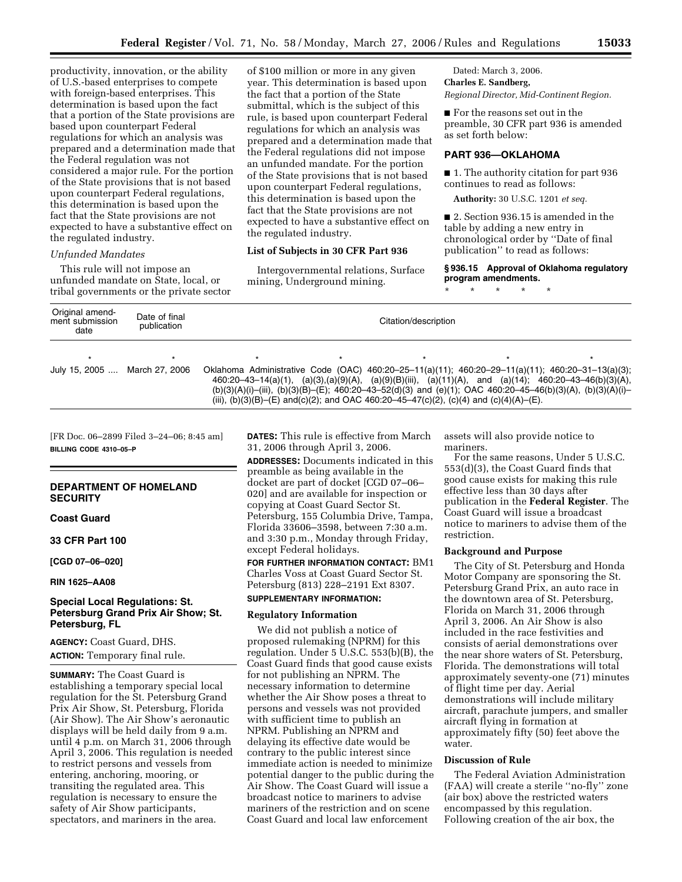productivity, innovation, or the ability of U.S.-based enterprises to compete with foreign-based enterprises. This determination is based upon the fact that a portion of the State provisions are based upon counterpart Federal regulations for which an analysis was prepared and a determination made that the Federal regulation was not considered a major rule. For the portion of the State provisions that is not based upon counterpart Federal regulations, this determination is based upon the fact that the State provisions are not expected to have a substantive effect on the regulated industry.

*Unfunded Mandates*

This rule will not impose an unfunded mandate on State, local, or tribal governments or the private sector of $100 million or more in any given year. This determination is based upon the fact that a portion of the State submittal, which is the subject of this rule, is based upon counterpart Federal regulations for which an analysis was prepared and a determination made that the Federal regulations did not impose an unfunded mandate. For the portion of the State provisions that is not based upon counterpart Federal regulations, this determination is based upon the fact that the State provisions are not expected to have a substantive effect on the regulated industry.

**List of Subjects in 30 CFR Part 936**

Intergovernmental relations, Surface mining, Underground mining.

Dated: March 3, 2006.

**Charles E. Sandberg,**

*Regional Director, Mid-Continent Region.*

■ For the reasons set out in the preamble, 30 CFR part 936 is amended as set forth below:

## PART 936—OKLAHOMA

■ 1. The authority citation for part 936 continues to read as follows:

**Authority:** 30 U.S.C. 1201 *et seq.*

■ 2. Section 936.15 is amended in the table by adding a new entry in chronological order by ''Date of final publication'' to read as follows:

**§ 936.15 Approval of Oklahoma regulatory program amendments.**

\* \* \* \* \*

| Original amendment submission date | Date of final publication | Citation/description |
|---|---|---|
| * | * | * * * * * |
| July 15, 2005 .... | March 27, 2006 | Oklahoma Administrative Code (OAC) 460:20–25–11(a)(11); 460:20–29–11(a)(11); 460:20–31–13(a)(3); 460:20–43–14(a)(1), (a)(3),(a)(9)(A), (a)(9)(B)(iii), (a)(11)(A), and (a)(14); 460:20–43–46(b)(3)(A), (b)(3)(A)(i)–(iii), (b)(3)(B)–(E); 460:20–43–52(d)(3) and (e)(1); OAC 460:20–45–46(b)(3)(A), (b)(3)(A)(i)–(iii), (b)(3)(B)–(E) and(c)(2); and OAC 460:20–45–47(c)(2), (c)(4) and (c)(4)(A)–(E). |

[FR Doc. 06–2899 Filed 3–24–06; 8:45 am]

**BILLING CODE 4310–05–P**

## DEPARTMENT OF HOMELAND SECURITY

### Coast Guard

### 33 CFR Part 100

**[CGD 07–06–020]**

**RIN 1625–AA08**

### Special Local Regulations: St. Petersburg Grand Prix Air Show; St. Petersburg, FL

**AGENCY:** Coast Guard, DHS.

**ACTION:** Temporary final rule.

**SUMMARY:** The Coast Guard is establishing a temporary special local regulation for the St. Petersburg Grand Prix Air Show, St. Petersburg, Florida (Air Show). The Air Show's aeronautic displays will be held daily from 9 a.m. until 4 p.m. on March 31, 2006 through April 3, 2006. This regulation is needed to restrict persons and vessels from entering, anchoring, mooring, or transiting the regulated area. This regulation is necessary to ensure the safety of Air Show participants, spectators, and mariners in the area.

**DATES:** This rule is effective from March 31, 2006 through April 3, 2006.

**ADDRESSES:** Documents indicated in this preamble as being available in the docket are part of docket [CGD 07–06–020] and are available for inspection or copying at Coast Guard Sector St. Petersburg, 155 Columbia Drive, Tampa, Florida 33606–3598, between 7:30 a.m. and 3:30 p.m., Monday through Friday, except Federal holidays.

**FOR FURTHER INFORMATION CONTACT:** BM1 Charles Voss at Coast Guard Sector St. Petersburg (813) 228–2191 Ext 8307.

**SUPPLEMENTARY INFORMATION:**

**Regulatory Information**

We did not publish a notice of proposed rulemaking (NPRM) for this regulation. Under 5 U.S.C. 553(b)(B), the Coast Guard finds that good cause exists for not publishing an NPRM. The necessary information to determine whether the Air Show poses a threat to persons and vessels was not provided with sufficient time to publish an NPRM. Publishing an NPRM and delaying its effective date would be contrary to the public interest since immediate action is needed to minimize potential danger to the public during the Air Show. The Coast Guard will issue a broadcast notice to mariners to advise mariners of the restriction and on scene Coast Guard and local law enforcement assets will also provide notice to mariners.

For the same reasons, Under 5 U.S.C. 553(d)(3), the Coast Guard finds that good cause exists for making this rule effective less than 30 days after publication in the **Federal Register**. The Coast Guard will issue a broadcast notice to mariners to advise them of the restriction.

**Background and Purpose**

The City of St. Petersburg and Honda Motor Company are sponsoring the St. Petersburg Grand Prix, an auto race in the downtown area of St. Petersburg, Florida on March 31, 2006 through April 3, 2006. An Air Show is also included in the race festivities and consists of aerial demonstrations over the near shore waters of St. Petersburg, Florida. The demonstrations will total approximately seventy-one (71) minutes of flight time per day. Aerial demonstrations will include military aircraft, parachute jumpers, and smaller aircraft flying in formation at approximately fifty (50) feet above the water.

**Discussion of Rule**

The Federal Aviation Administration (FAA) will create a sterile ''no-fly'' zone (air box) above the restricted waters encompassed by this regulation. Following creation of the air box, the